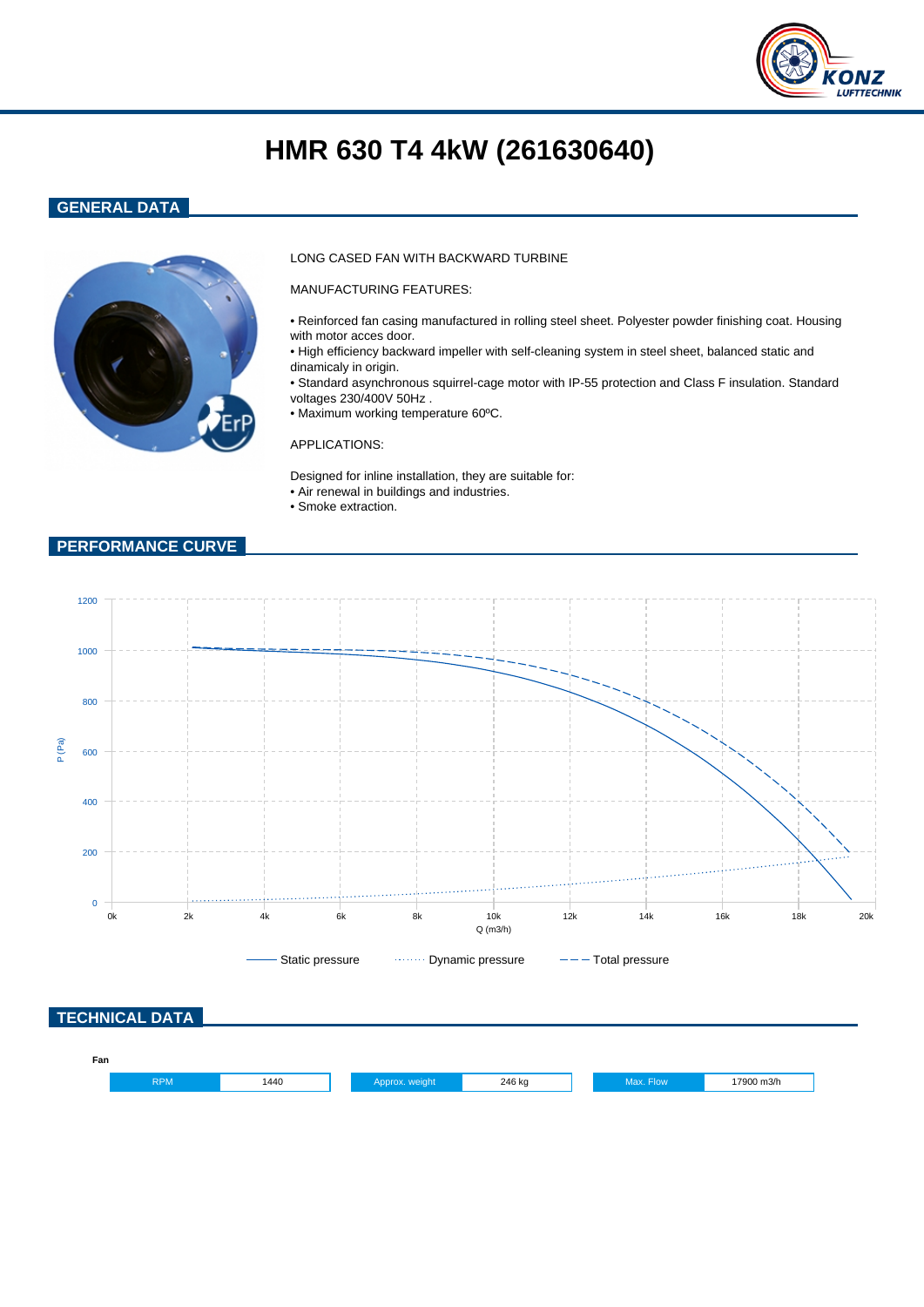# HMR 630 T4 4kW (261630640)

## GENERAL DATA

LONG CASED FAN WITH BACKWARD TURBINE

MANUFACTURING FEATURES:

- Reinforced fan casing manufactured in rolling steel sheet. Polyester powder finishing coat. Housing with motor acces door.
- High efficiency backward impeller with self-cleaning system in steel sheet, balanced static and dinamicaly in origin.
- Standard asynchronous squirrel-cage motor with IP-55 protection and Class F insulation. Standard voltages 230/400V 50Hz .
- Maximum working temperature 60ºC.

APPLICATIONS:

Designed for inline installation, they are suitable for:
- Air renewal in buildings and industries.
- Smoke extraction.

## PERFORMANCE CURVE

Static pressure · Dynamic pressure · Total pressure

## TECHNICAL DATA

**Fan**

| RPM | 1440 | Approx. weight | 246 kg | Max. Flow | 17900 m3/h |
|---|---|---|---|---|---|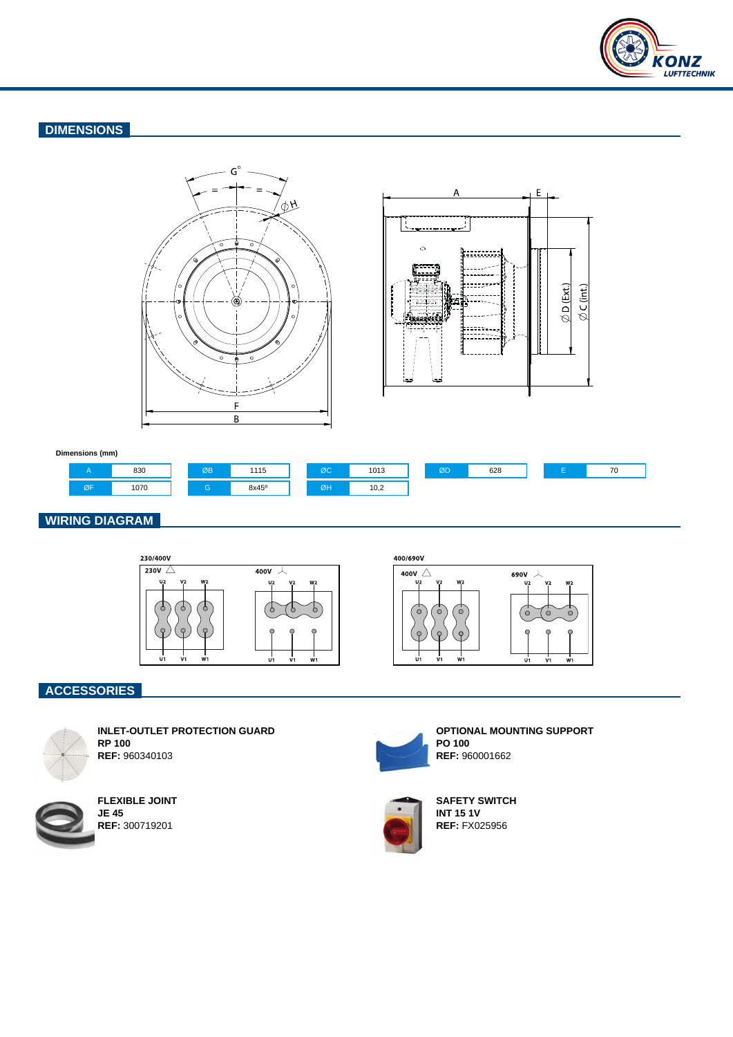## DIMENSIONS

**Dimensions (mm)**

| A | 830 | ØB | 1115 | ØC | 1013 | ØD | 628 | E | 70 |
|---|---|---|---|---|---|---|---|---|---|
| ØF | 1070 | G | 8x45º | ØH | 10,2 | | | | |

## WIRING DIAGRAM

## ACCESSORIES

**INLET-OUTLET PROTECTION GUARD**
**RP 100**
**REF:** 960340103

**OPTIONAL MOUNTING SUPPORT**
**PO 100**
**REF:** 960001662

**FLEXIBLE JOINT**
**JE 45**
**REF:** 300719201

**SAFETY SWITCH**
**INT 15 1V**
**REF:** FX025956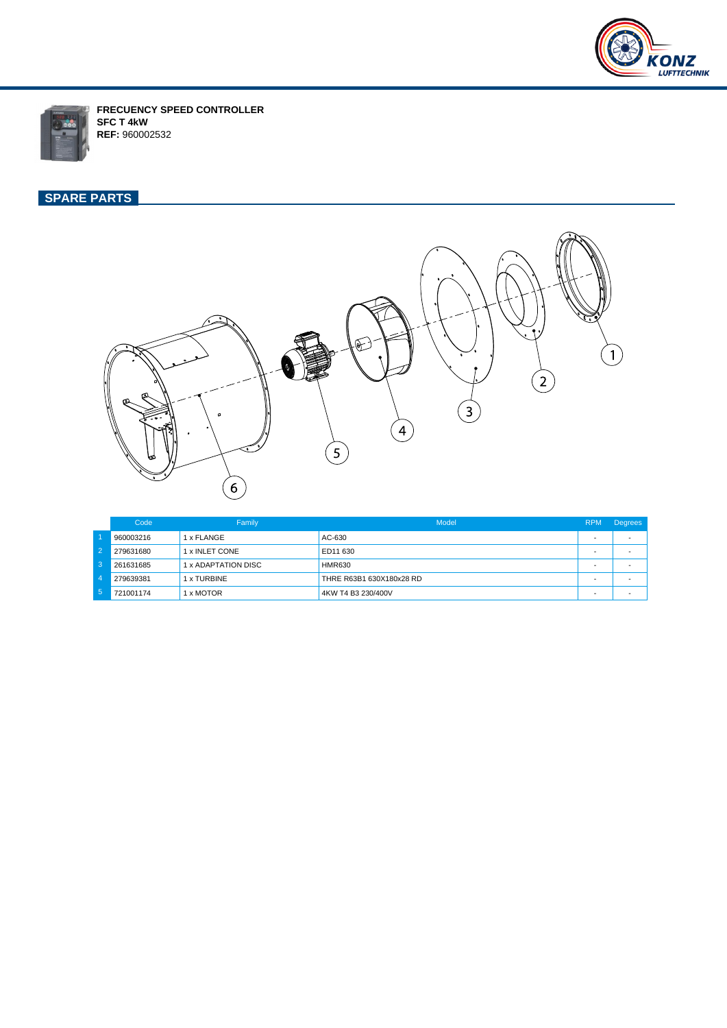**FRECUENCY SPEED CONTROLLER**
**SFC T 4kW**
**REF:** 960002532

## SPARE PARTS

1
2
3
4
5
6

| | Code | Family | Model | RPM | Degrees |
|---|---|---|---|---|---|
| 1 | 960003216 | 1 x FLANGE | AC-630 | - | - |
| 2 | 279631680 | 1 x INLET CONE | ED11 630 | - | - |
| 3 | 261631685 | 1 x ADAPTATION DISC | HMR630 | - | - |
| 4 | 279639381 | 1 x TURBINE | THRE R63B1 630X180x28 RD | - | - |
| 5 | 721001174 | 1 x MOTOR | 4KW T4 B3 230/400V | - | - |